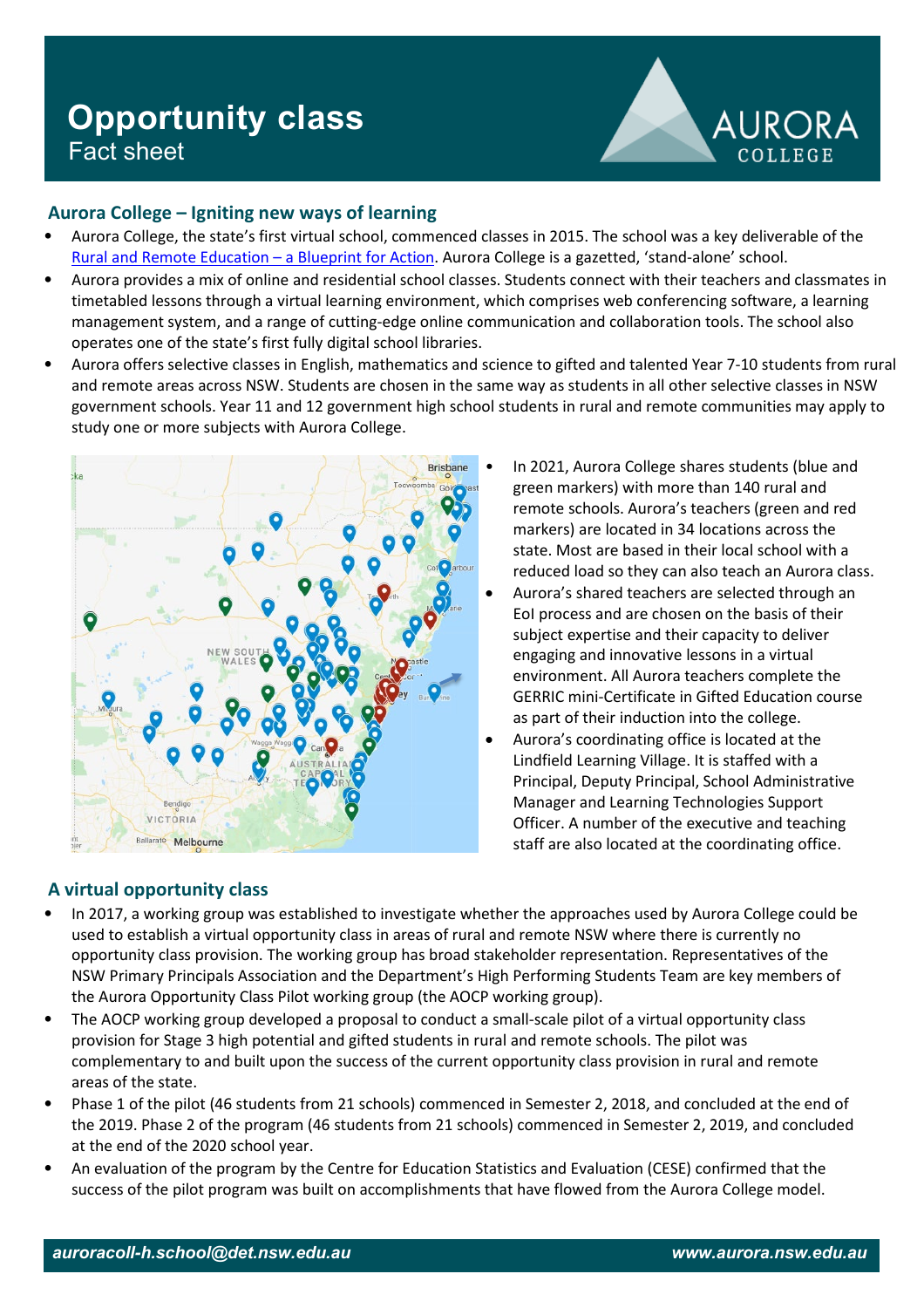# Opportunity class

Fact sheet

## Aurora College – Igniting new ways of learning

- Aurora College, the state's first virtual school, commenced classes in 2015. The school was a key deliverable of the Rural and Remote Education – a Blueprint for Action. Aurora College is a gazetted, 'stand-alone' school.
- Aurora provides a mix of online and residential school classes. Students connect with their teachers and classmates in timetabled lessons through a virtual learning environment, which comprises web conferencing software, a learning management system, and a range of cutting-edge online communication and collaboration tools. The school also operates one of the state's first fully digital school libraries.
- Aurora offers selective classes in English, mathematics and science to gifted and talented Year 7-10 students from rural and remote areas across NSW. Students are chosen in the same way as students in all other selective classes in NSW government schools. Year 11 and 12 government high school students in rural and remote communities may apply to study one or more subjects with Aurora College.
- In 2021, Aurora College shares students (blue and green markers) with more than 140 rural and remote schools. Aurora's teachers (green and red markers) are located in 34 locations across the state. Most are based in their local school with a reduced load so they can also teach an Aurora class.
- Aurora's shared teachers are selected through an EoI process and are chosen on the basis of their subject expertise and their capacity to deliver engaging and innovative lessons in a virtual environment. All Aurora teachers complete the GERRIC mini-Certificate in Gifted Education course as part of their induction into the college.
- Aurora's coordinating office is located at the Lindfield Learning Village. It is staffed with a Principal, Deputy Principal, School Administrative Manager and Learning Technologies Support Officer. A number of the executive and teaching staff are also located at the coordinating office.

## A virtual opportunity class

- In 2017, a working group was established to investigate whether the approaches used by Aurora College could be used to establish a virtual opportunity class in areas of rural and remote NSW where there is currently no opportunity class provision. The working group has broad stakeholder representation. Representatives of the NSW Primary Principals Association and the Department's High Performing Students Team are key members of the Aurora Opportunity Class Pilot working group (the AOCP working group).
- The AOCP working group developed a proposal to conduct a small-scale pilot of a virtual opportunity class provision for Stage 3 high potential and gifted students in rural and remote schools. The pilot was complementary to and built upon the success of the current opportunity class provision in rural and remote areas of the state.
- Phase 1 of the pilot (46 students from 21 schools) commenced in Semester 2, 2018, and concluded at the end of the 2019. Phase 2 of the program (46 students from 21 schools) commenced in Semester 2, 2019, and concluded at the end of the 2020 school year.
- An evaluation of the program by the Centre for Education Statistics and Evaluation (CESE) confirmed that the success of the pilot program was built on accomplishments that have flowed from the Aurora College model.

*auroracoll-h.school@det.nsw.edu.au* *www.aurora.nsw.edu.au*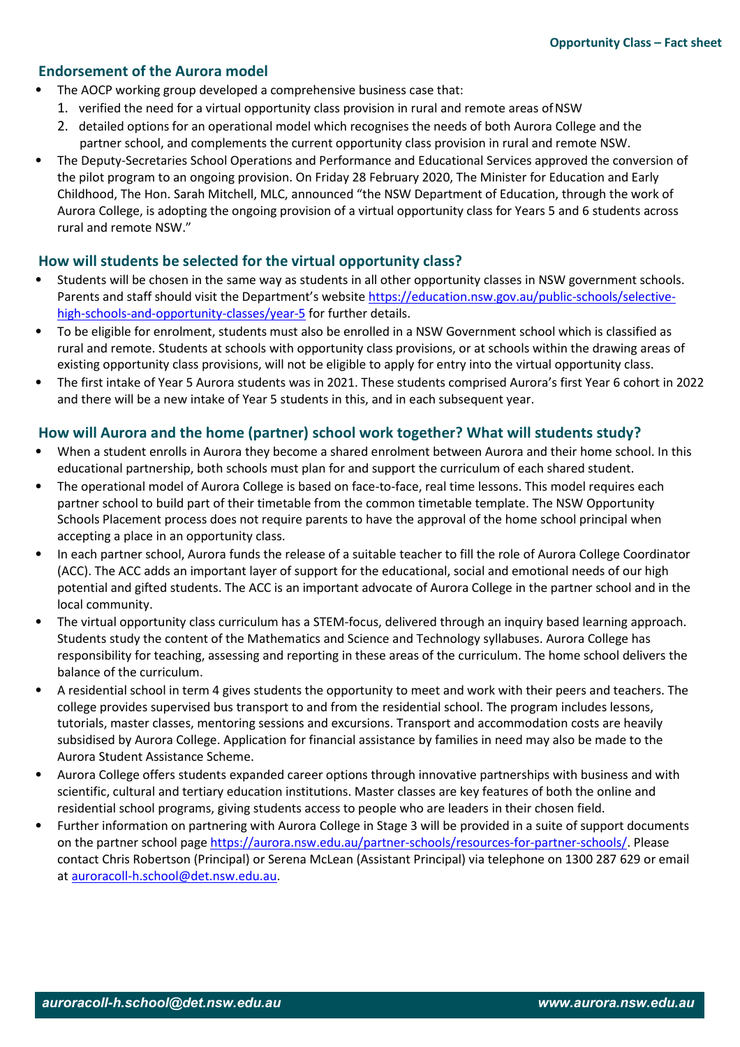## Endorsement of the Aurora model

- The AOCP working group developed a comprehensive business case that:
  1. verified the need for a virtual opportunity class provision in rural and remote areas of NSW
  2. detailed options for an operational model which recognises the needs of both Aurora College and the partner school, and complements the current opportunity class provision in rural and remote NSW.
- The Deputy-Secretaries School Operations and Performance and Educational Services approved the conversion of the pilot program to an ongoing provision. On Friday 28 February 2020, The Minister for Education and Early Childhood, The Hon. Sarah Mitchell, MLC, announced "the NSW Department of Education, through the work of Aurora College, is adopting the ongoing provision of a virtual opportunity class for Years 5 and 6 students across rural and remote NSW."

## How will students be selected for the virtual opportunity class?

- Students will be chosen in the same way as students in all other opportunity classes in NSW government schools. Parents and staff should visit the Department's website [https://education.nsw.gov.au/public-schools/selective-high-schools-and-opportunity-classes/year-5](https://education.nsw.gov.au/public-schools/selective-high-schools-and-opportunity-classes/year-5) for further details.
- To be eligible for enrolment, students must also be enrolled in a NSW Government school which is classified as rural and remote. Students at schools with opportunity class provisions, or at schools within the drawing areas of existing opportunity class provisions, will not be eligible to apply for entry into the virtual opportunity class.
- The first intake of Year 5 Aurora students was in 2021. These students comprised Aurora's first Year 6 cohort in 2022 and there will be a new intake of Year 5 students in this, and in each subsequent year.

## How will Aurora and the home (partner) school work together? What will students study?

- When a student enrolls in Aurora they become a shared enrolment between Aurora and their home school. In this educational partnership, both schools must plan for and support the curriculum of each shared student.
- The operational model of Aurora College is based on face-to-face, real time lessons. This model requires each partner school to build part of their timetable from the common timetable template. The NSW Opportunity Schools Placement process does not require parents to have the approval of the home school principal when accepting a place in an opportunity class.
- In each partner school, Aurora funds the release of a suitable teacher to fill the role of Aurora College Coordinator (ACC). The ACC adds an important layer of support for the educational, social and emotional needs of our high potential and gifted students. The ACC is an important advocate of Aurora College in the partner school and in the local community.
- The virtual opportunity class curriculum has a STEM-focus, delivered through an inquiry based learning approach. Students study the content of the Mathematics and Science and Technology syllabuses. Aurora College has responsibility for teaching, assessing and reporting in these areas of the curriculum. The home school delivers the balance of the curriculum.
- A residential school in term 4 gives students the opportunity to meet and work with their peers and teachers. The college provides supervised bus transport to and from the residential school. The program includes lessons, tutorials, master classes, mentoring sessions and excursions. Transport and accommodation costs are heavily subsidised by Aurora College. Application for financial assistance by families in need may also be made to the Aurora Student Assistance Scheme.
- Aurora College offers students expanded career options through innovative partnerships with business and with scientific, cultural and tertiary education institutions. Master classes are key features of both the online and residential school programs, giving students access to people who are leaders in their chosen field.
- Further information on partnering with Aurora College in Stage 3 will be provided in a suite of support documents on the partner school page [https://aurora.nsw.edu.au/partner-schools/resources-for-partner-schools/](https://aurora.nsw.edu.au/partner-schools/resources-for-partner-schools/). Please contact Chris Robertson (Principal) or Serena McLean (Assistant Principal) via telephone on 1300 287 629 or email at [auroracoll-h.school@det.nsw.edu.au](mailto:auroracoll-h.school@det.nsw.edu.au).